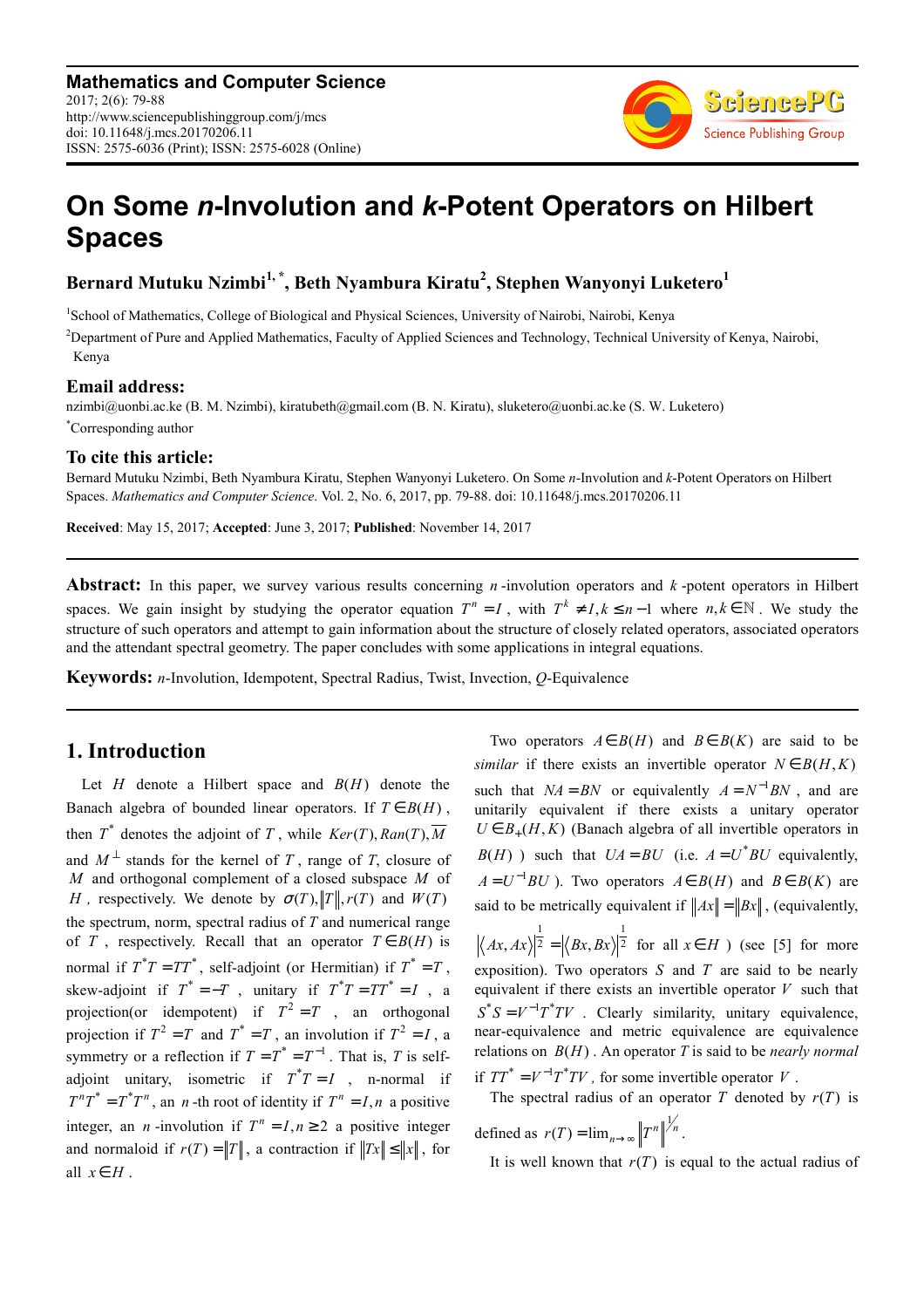**Mathematics and Computer Science**
2017; 2(6): 79-88
http://www.sciencepublishinggroup.com/j/mcs
doi: 10.11648/j.mcs.20170206.11
ISSN: 2575-6036 (Print); ISSN: 2575-6028 (Online)

# On Some *n*-Involution and *k*-Potent Operators on Hilbert Spaces

**Bernard Mutuku Nzimbi[1, *], Beth Nyambura Kiratu[2], Stephen Wanyonyi Luketero[1]**

[1]School of Mathematics, College of Biological and Physical Sciences, University of Nairobi, Nairobi, Kenya

[2]Department of Pure and Applied Mathematics, Faculty of Applied Sciences and Technology, Technical University of Kenya, Nairobi, Kenya

## Email address:

nzimbi@uonbi.ac.ke (B. M. Nzimbi), kiratubeth@gmail.com (B. N. Kiratu), sluketero@uonbi.ac.ke (S. W. Luketero)

[*]Corresponding author

## To cite this article:

Bernard Mutuku Nzimbi, Beth Nyambura Kiratu, Stephen Wanyonyi Luketero. On Some *n*-Involution and *k*-Potent Operators on Hilbert Spaces. *Mathematics and Computer Science*. Vol. 2, No. 6, 2017, pp. 79-88. doi: 10.11648/j.mcs.20170206.11

**Received**: May 15, 2017; **Accepted**: June 3, 2017; **Published**: November 14, 2017

---

**Abstract:** In this paper, we survey various results concerning $n$-involution operators and $k$-potent operators in Hilbert spaces. We gain insight by studying the operator equation $T^n = I$, with $T^k \neq I, k \leq n-1$ where $n, k \in \mathbb{N}$. We study the structure of such operators and attempt to gain information about the structure of closely related operators, associated operators and the attendant spectral geometry. The paper concludes with some applications in integral equations.

**Keywords:** *n*-Involution, Idempotent, Spectral Radius, Twist, Invection, *Q*-Equivalence

---

## 1. Introduction

Let $H$ denote a Hilbert space and $B(H)$ denote the Banach algebra of bounded linear operators. If $T \in B(H)$, then $T^*$ denotes the adjoint of $T$, while $Ker(T), Ran(T), \overline{M}$ and $M^{\perp}$ stands for the kernel of $T$, range of $T$, closure of $M$ and orthogonal complement of a closed subspace $M$ of $H$, respectively. We denote by $\sigma(T), \|T\|, r(T)$ and $W(T)$ the spectrum, norm, spectral radius of $T$ and numerical range of $T$, respectively. Recall that an operator $T \in B(H)$ is normal if $T^*T = TT^*$, self-adjoint (or Hermitian) if $T^* = T$, skew-adjoint if $T^* = -T$, unitary if $T^*T = TT^* = I$, a projection(or idempotent) if $T^2 = T$, an orthogonal projection if $T^2 = T$ and $T^* = T$, an involution if $T^2 = I$, a symmetry or a reflection if $T = T^* = T^{-1}$. That is, $T$ is self-adjoint unitary, isometric if $T^*T = I$, n-normal if $T^nT^* = T^*T^n$, an $n$-th root of identity if $T^n = I, n$ a positive integer, an $n$-involution if $T^n = I, n \geq 2$ a positive integer and normaloid if $r(T) = \|T\|$, a contraction if $\|Tx\| \leq \|x\|$, for all $x \in H$.

Two operators $A \in B(H)$ and $B \in B(K)$ are said to be *similar* if there exists an invertible operator $N \in B(H, K)$ such that $NA = BN$ or equivalently $A = N^{-1}BN$, and are unitarily equivalent if there exists a unitary operator $U \in B_+(H, K)$ (Banach algebra of all invertible operators in $B(H)$) such that $UA = BU$ (i.e. $A = U^*BU$ equivalently, $A = U^{-1}BU$). Two operators $A \in B(H)$ and $B \in B(K)$ are said to be metrically equivalent if $\|Ax\| = \|Bx\|$, (equivalently, $|\langle Ax, Ax\rangle|^{\frac{1}{2}} = |\langle Bx, Bx\rangle|^{\frac{1}{2}}$ for all $x \in H$) (see [5] for more exposition). Two operators $S$ and $T$ are said to be nearly equivalent if there exists an invertible operator $V$ such that $S^*S = V^{-1}T^*TV$. Clearly similarity, unitary equivalence, near-equivalence and metric equivalence are equivalence relations on $B(H)$. An operator $T$ is said to be *nearly normal* if $TT^* = V^{-1}T^*TV$, for some invertible operator $V$.

The spectral radius of an operator $T$ denoted by $r(T)$ is defined as $r(T) = \lim_{n \to \infty} \|T^n\|^{1/n}$.

It is well known that $r(T)$ is equal to the actual radius of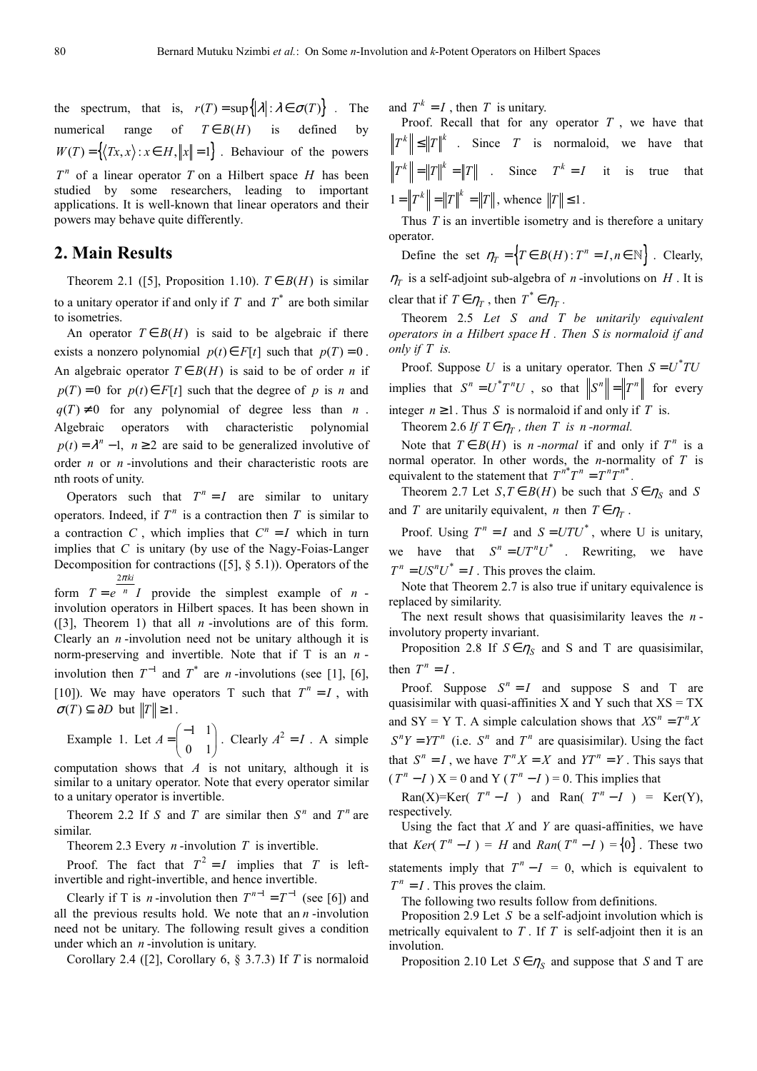the spectrum, that is, $r(T) = \sup\{|\lambda| : \lambda \in \sigma(T)\}$. The numerical range of $T \in B(H)$ is defined by $W(T) = \{\langle Tx, x\rangle : x \in H, \|x\| = 1\}$. Behaviour of the powers $T^n$ of a linear operator $T$ on a Hilbert space $H$ has been studied by some researchers, leading to important applications. It is well-known that linear operators and their powers may behave quite differently.

## 2. Main Results

Theorem 2.1 ([5], Proposition 1.10). $T \in B(H)$ is similar to a unitary operator if and only if $T$ and $T^*$ are both similar to isometries.

An operator $T \in B(H)$ is said to be algebraic if there exists a nonzero polynomial $p(t) \in F[t]$ such that $p(T) = 0$. An algebraic operator $T \in B(H)$ is said to be of order $n$ if $p(T) = 0$ for $p(t) \in F[t]$ such that the degree of $p$ is $n$ and $q(T) \neq 0$ for any polynomial of degree less than $n$. Algebraic operators with characteristic polynomial $p(t) = \lambda^n - 1$, $n \geq 2$ are said to be generalized involutive of order $n$ or $n$-involutions and their characteristic roots are nth roots of unity.

Operators such that $T^n = I$ are similar to unitary operators. Indeed, if $T^n$ is a contraction then $T$ is similar to a contraction $C$, which implies that $C^n = I$ which in turn implies that $C$ is unitary (by use of the Nagy-Foias-Langer Decomposition for contractions ([5], § 5.1)). Operators of the form $T = e^{\frac{2\pi k i}{n}} I$ provide the simplest example of $n$-involution operators in Hilbert spaces. It has been shown in ([3], Theorem 1) that all $n$-involutions are of this form. Clearly an $n$-involution need not be unitary although it is norm-preserving and invertible. Note that if T is an $n$-involution then $T^{-1}$ and $T^*$ are $n$-involutions (see [1], [6], [10]). We may have operators T such that $T^n = I$, with $\sigma(T) \subseteq \partial D$ but $\|T\| \geq 1$.

Example 1. Let $A = \begin{pmatrix} -1 & 1 \\ 0 & 1 \end{pmatrix}$. Clearly $A^2 = I$. A simple computation shows that $A$ is not unitary, although it is similar to a unitary operator. Note that every operator similar to a unitary operator is invertible.

Theorem 2.2 If $S$ and $T$ are similar then $S^n$ and $T^n$ are similar.

Theorem 2.3 Every $n$-involution $T$ is invertible.

Proof. The fact that $T^2 = I$ implies that $T$ is left-invertible and right-invertible, and hence invertible.

Clearly if T is $n$-involution then $T^{n-1} = T^{-1}$ (see [6]) and all the previous results hold. We note that an $n$-involution need not be unitary. The following result gives a condition under which an $n$-involution is unitary.

Corollary 2.4 ([2], Corollary 6, § 3.7.3) If $T$ is normaloid and $T^k = I$, then $T$ is unitary.

Proof. Recall that for any operator $T$, we have that $\|T^k\| \leq \|T\|^k$. Since $T$ is normaloid, we have that $\|T^k\| = \|T\|^k = \|T\|$. Since $T^k = I$ it is true that $1 = \|T^k\| = \|T\|^k = \|T\|$, whence $\|T\| \leq 1$.

Thus $T$ is an invertible isometry and is therefore a unitary operator.

Define the set $\eta_T = \{T \in B(H) : T^n = I, n \in \mathbb{N}\}$. Clearly, $\eta_T$ is a self-adjoint sub-algebra of $n$-involutions on $H$. It is clear that if $T \in \eta_T$, then $T^* \in \eta_T$.

Theorem 2.5 *Let $S$ and $T$ be unitarily equivalent operators in a Hilbert space $H$. Then $S$ is normaloid if and only if $T$ is.*

Proof. Suppose $U$ is a unitary operator. Then $S = U^*TU$ implies that $S^n = U^*T^nU$, so that $\|S^n\| = \|T^n\|$ for every integer $n \geq 1$. Thus $S$ is normaloid if and only if $T$ is.

Theorem 2.6 *If $T \in \eta_T$, then $T$ is $n$-normal.*

Note that $T \in B(H)$ is *$n$-normal* if and only if $T^n$ is a normal operator. In other words, the *n*-normality of $T$ is equivalent to the statement that $T^{n*}T^n = T^nT^{n*}$.

Theorem 2.7 Let $S, T \in B(H)$ be such that $S \in \eta_S$ and $S$ and $T$ are unitarily equivalent, $n$ then $T \in \eta_T$.

Proof. Using $T^n = I$ and $S = UTU^*$, where U is unitary, we have that $S^n = UT^nU^*$. Rewriting, we have $T^n = US^nU^* = I$. This proves the claim.

Note that Theorem 2.7 is also true if unitary equivalence is replaced by similarity.

The next result shows that quasisimilarity leaves the $n$-involutory property invariant.

Proposition 2.8 If $S \in \eta_S$ and S and T are quasisimilar, then $T^n = I$.

Proof. Suppose $S^n = I$ and suppose S and T are quasisimilar with quasi-affinities X and Y such that XS = TX and SY = Y T. A simple calculation shows that $XS^n = T^nX$ $S^nY = YT^n$ (i.e. $S^n$ and $T^n$ are quasisimilar). Using the fact that $S^n = I$, we have $T^nX = X$ and $YT^n = Y$. This says that $(T^n - I)$ X = 0 and Y $(T^n - I)$ = 0. This implies that

Ran(X)=Ker( $T^n - I$ ) and Ran( $T^n - I$ ) = Ker(Y), respectively.

Using the fact that $X$ and $Y$ are quasi-affinities, we have that *Ker*( $T^n - I$ ) = $H$ and *Ran*( $T^n - I$ ) = $\{0\}$. These two statements imply that $T^n - I$ = 0, which is equivalent to $T^n = I$. This proves the claim.

The following two results follow from definitions.

Proposition 2.9 Let $S$ be a self-adjoint involution which is metrically equivalent to $T$. If $T$ is self-adjoint then it is an involution.

Proposition 2.10 Let $S \in \eta_S$ and suppose that $S$ and T are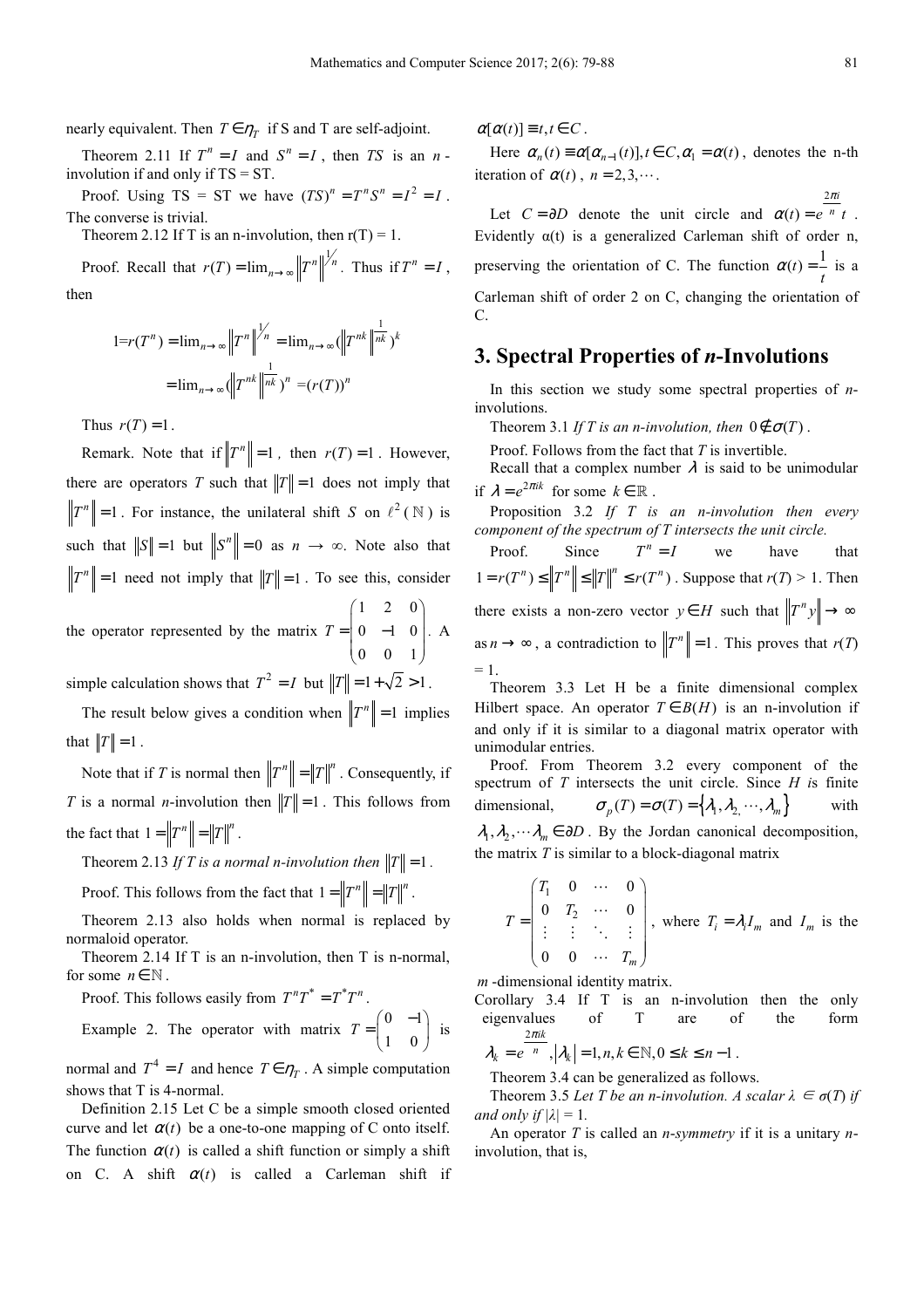nearly equivalent. Then $T \in \eta_T$ if S and T are self-adjoint.

Theorem 2.11 If $T^n = I$ and $S^n = I$, then $TS$ is an $n$-involution if and only if TS = ST.

Proof. Using TS = ST we have $(TS)^n = T^n S^n = I^2 = I$. The converse is trivial.

Theorem 2.12 If T is an n-involution, then r(T) = 1.

Proof. Recall that $r(T) = \lim_{n\to\infty} \|T^n\|^{1/n}$. Thus if $T^n = I$, then

$$1 = r(T^n) = \lim_{n\to\infty} \|T^n\|^{1/n} = \lim_{n\to\infty} (\|T^{nk}\|^{\frac{1}{nk}})^k$$

$$= \lim_{n\to\infty} (\|T^{nk}\|^{\frac{1}{nk}})^n = (r(T))^n$$

Thus $r(T) = 1$.

Remark. Note that if $\|T^n\| = 1$, then $r(T) = 1$. However, there are operators $T$ such that $\|T\| = 1$ does not imply that $\|T^n\| = 1$. For instance, the unilateral shift $S$ on $\ell^2(\mathbb{N})$ is such that $\|S\| = 1$ but $\|S^n\| = 0$ as $n \to \infty$. Note also that $\|T^n\| = 1$ need not imply that $\|T\| = 1$. To see this, consider the operator represented by the matrix $T = \begin{pmatrix} 1 & 2 & 0 \\ 0 & -1 & 0 \\ 0 & 0 & 1 \end{pmatrix}$. A simple calculation shows that $T^2 = I$ but $\|T\| = 1 + \sqrt{2} > 1$.

The result below gives a condition when $\|T^n\| = 1$ implies that $\|T\| = 1$.

Note that if $T$ is normal then $\|T^n\| = \|T\|^n$. Consequently, if $T$ is a normal $n$-involution then $\|T\| = 1$. This follows from the fact that $1 = \|T^n\| = \|T\|^n$.

Theorem 2.13 *If T is a normal n-involution then* $\|T\| = 1$.

Proof. This follows from the fact that $1 = \|T^n\| = \|T\|^n$.

Theorem 2.13 also holds when normal is replaced by normaloid operator.

Theorem 2.14 If T is an n-involution, then T is n-normal, for some $n \in \mathbb{N}$.

Proof. This follows easily from $T^n T^* = T^* T^n$.

Example 2. The operator with matrix $T = \begin{pmatrix} 0 & -1 \\ 1 & 0 \end{pmatrix}$ is normal and $T^4 = I$ and hence $T \in \eta_T$. A simple computation shows that T is 4-normal.

Definition 2.15 Let C be a simple smooth closed oriented curve and let $\alpha(t)$ be a one-to-one mapping of C onto itself. The function $\alpha(t)$ is called a shift function or simply a shift on C. A shift $\alpha(t)$ is called a Carleman shift if $\alpha[\alpha(t)] \equiv t, t \in C$.

Here $\alpha_n(t) \equiv \alpha[\alpha_{n-1}(t)], t \in C, \alpha_1 = \alpha(t)$, denotes the n-th iteration of $\alpha(t)$, $n = 2, 3, \cdots$.

Let $C = \partial D$ denote the unit circle and $\alpha(t) = e^{\frac{2\pi i}{n}} t$. Evidently α(t) is a generalized Carleman shift of order n, preserving the orientation of C. The function $\alpha(t) = \frac{1}{t}$ is a Carleman shift of order 2 on C, changing the orientation of C.

# 3. Spectral Properties of *n*-Involutions

In this section we study some spectral properties of *n*-involutions.

Theorem 3.1 *If T is an n-involution, then* $0 \notin \sigma(T)$.

Proof. Follows from the fact that *T* is invertible.

Recall that a complex number $\lambda$ is said to be unimodular if $\lambda = e^{2\pi i k}$ for some $k \in \mathbb{R}$.

Proposition 3.2 *If T is an n-involution then every component of the spectrum of T intersects the unit circle.*

Proof. Since $T^n = I$ we have that $1 = r(T^n) \leq \|T^n\| \leq \|T\|^n \leq r(T^n)$. Suppose that *r*(*T*) > 1. Then there exists a non-zero vector $y \in H$ such that $\|T^n y\| \to \infty$ as $n \to \infty$, a contradiction to $\|T^n\| = 1$. This proves that *r*(*T*) = 1.

Theorem 3.3 Let H be a finite dimensional complex Hilbert space. An operator $T \in B(H)$ is an n-involution if and only if it is similar to a diagonal matrix operator with unimodular entries.

Proof. From Theorem 3.2 every component of the spectrum of *T* intersects the unit circle. Since *H* is finite dimensional, $\sigma_p(T) = \sigma(T) = \{\lambda_1, \lambda_2, \cdots, \lambda_m\}$ with $\lambda_1, \lambda_2, \cdots \lambda_m \in \partial D$. By the Jordan canonical decomposition, the matrix *T* is similar to a block-diagonal matrix

$$T = \begin{pmatrix} T_1 & 0 & \cdots & 0 \\ 0 & T_2 & \cdots & 0 \\ \vdots & \vdots & \ddots & \vdots \\ 0 & 0 & \cdots & T_m \end{pmatrix},$$ where $T_i = \lambda_i I_m$ and $I_m$ is the $m$-dimensional identity matrix.

Corollary 3.4 If T is an n-involution then the only eigenvalues of T are of the form $\lambda_k = e^{\frac{2\pi i k}{n}}, |\lambda_k| = 1, n, k \in \mathbb{N}, 0 \leq k \leq n-1$.

Theorem 3.4 can be generalized as follows.

Theorem 3.5 *Let T be an n-involution. A scalar λ ∈ σ(T) if and only if |λ| = 1.*

An operator *T* is called an *n-symmetry* if it is a unitary *n*-involution, that is,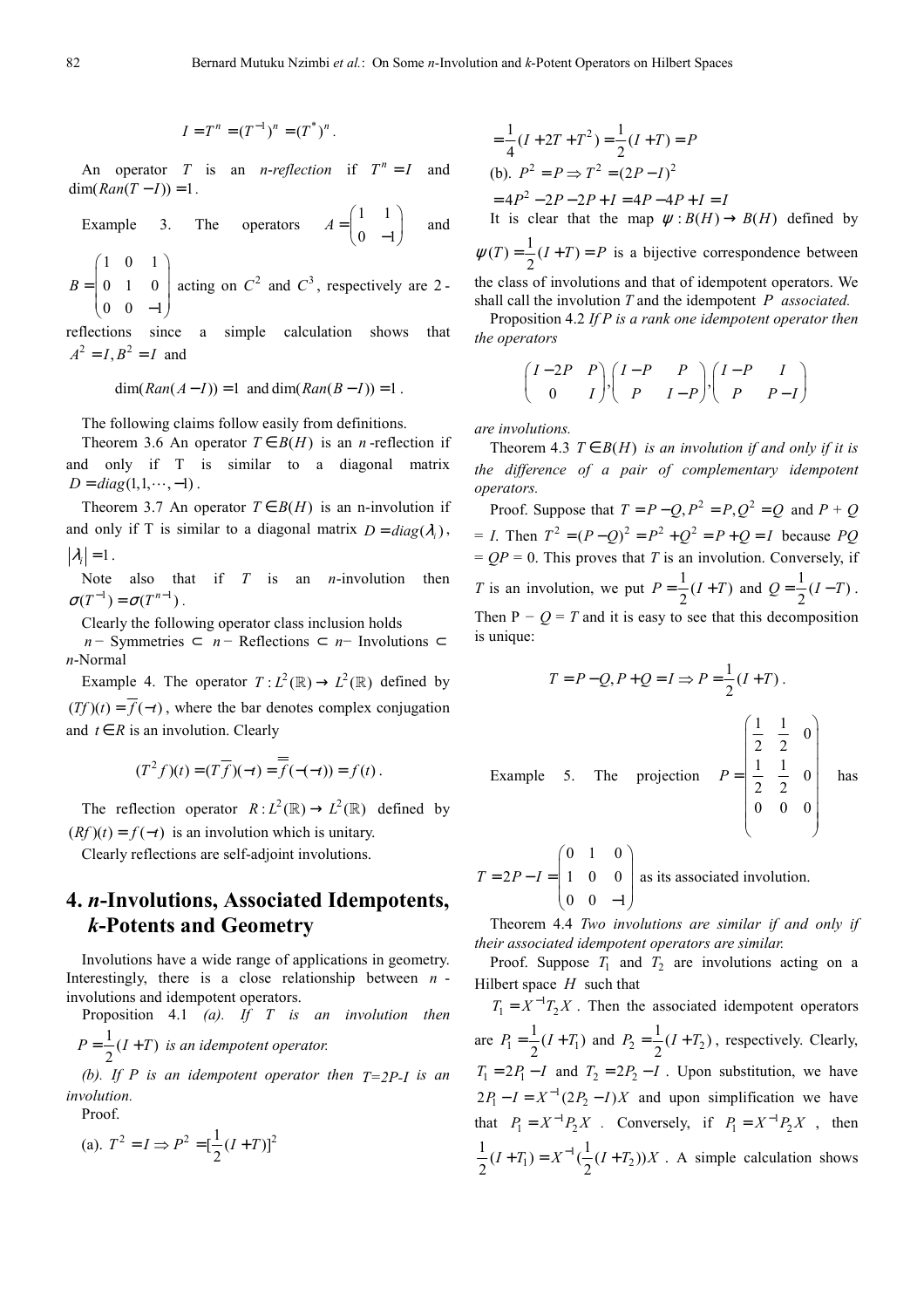$$I = T^n = (T^{-1})^n = (T^*)^n.$$

An operator $T$ is an *n-reflection* if $T^n = I$ and $\dim(Ran(T - I)) = 1$.

Example 3. The operators $A = \begin{pmatrix} 1 & 1 \\ 0 & -1 \end{pmatrix}$ and $B = \begin{pmatrix} 1 & 0 & 1 \\ 0 & 1 & 0 \\ 0 & 0 & -1 \end{pmatrix}$ acting on $C^2$ and $C^3$, respectively are 2-reflections since a simple calculation shows that $A^2 = I, B^2 = I$ and

$$\dim(Ran(A - I)) = 1 \text{ and } \dim(Ran(B - I)) = 1.$$

The following claims follow easily from definitions.

Theorem 3.6 An operator $T \in B(H)$ is an $n$-reflection if and only if T is similar to a diagonal matrix $D = diag(1, 1, \cdots, -1)$.

Theorem 3.7 An operator $T \in B(H)$ is an n-involution if and only if T is similar to a diagonal matrix $D = diag(\lambda_i)$, $|\lambda_i| = 1$.

Note also that if $T$ is an $n$-involution then $\sigma(T^{-1}) = \sigma(T^{n-1})$.

Clearly the following operator class inclusion holds

$n-$ Symmetries $\subset$ $n-$ Reflections $\subset$ $n-$ Involutions $\subset$ $n$-Normal

Example 4. The operator $T : L^2(\mathbb{R}) \to L^2(\mathbb{R})$ defined by $(Tf)(t) = \overline{f}(-t)$, where the bar denotes complex conjugation and $t \in R$ is an involution. Clearly

$$(T^2 f)(t) = (T\overline{f})(-t) = \overline{\overline{f}}(-(-t)) = f(t).$$

The reflection operator $R : L^2(\mathbb{R}) \to L^2(\mathbb{R})$ defined by $(Rf)(t) = f(-t)$ is an involution which is unitary.

Clearly reflections are self-adjoint involutions.

## 4. *n*-Involutions, Associated Idempotents, *k*-Potents and Geometry

Involutions have a wide range of applications in geometry. Interestingly, there is a close relationship between $n$-involutions and idempotent operators.

Proposition 4.1 *(a). If T is an involution then* $P = \frac{1}{2}(I + T)$ *is an idempotent operator.*

*(b). If P is an idempotent operator then* $T = 2P - I$ *is an involution.*

Proof.

(a). $T^2 = I \Rightarrow P^2 = [\frac{1}{2}(I + T)]^2$

$$= \frac{1}{4}(I + 2T + T^2) = \frac{1}{2}(I + T) = P$$

(b). $P^2 = P \Rightarrow T^2 = (2P - I)^2$

$$= 4P^2 - 2P - 2P + I = 4P - 4P + I = I$$

It is clear that the map $\psi : B(H) \to B(H)$ defined by $\psi(T) = \frac{1}{2}(I + T) = P$ is a bijective correspondence between the class of involutions and that of idempotent operators. We shall call the involution $T$ and the idempotent $P$ *associated.*

Proposition 4.2 *If P is a rank one idempotent operator then the operators*

$$\begin{pmatrix} I - 2P & P \\ 0 & I \end{pmatrix}, \begin{pmatrix} I - P & P \\ P & I - P \end{pmatrix}, \begin{pmatrix} I - P & I \\ P & P - I \end{pmatrix}$$

*are involutions.*

Theorem 4.3 $T \in B(H)$ *is an involution if and only if it is the difference of a pair of complementary idempotent operators.*

Proof. Suppose that $T = P - Q, P^2 = P, Q^2 = Q$ and $P + Q = I$. Then $T^2 = (P - Q)^2 = P^2 + Q^2 = P + Q = I$ because $PQ = QP = 0$. This proves that $T$ is an involution. Conversely, if $T$ is an involution, we put $P = \frac{1}{2}(I + T)$ and $Q = \frac{1}{2}(I - T)$. Then $P - Q = T$ and it is easy to see that this decomposition is unique:

$$T = P - Q, P + Q = I \Rightarrow P = \frac{1}{2}(I + T).$$

Example 5. The projection $P = \begin{pmatrix} \frac{1}{2} & \frac{1}{2} & 0 \\ \frac{1}{2} & \frac{1}{2} & 0 \\ 0 & 0 & 0 \end{pmatrix}$ has $T = 2P - I = \begin{pmatrix} 0 & 1 & 0 \\ 1 & 0 & 0 \\ 0 & 0 & -1 \end{pmatrix}$ as its associated involution.

Theorem 4.4 *Two involutions are similar if and only if their associated idempotent operators are similar.*

Proof. Suppose $T_1$ and $T_2$ are involutions acting on a Hilbert space $H$ such that $T_1 = X^{-1}T_2X$. Then the associated idempotent operators are $P_1 = \frac{1}{2}(I + T_1)$ and $P_2 = \frac{1}{2}(I + T_2)$, respectively. Clearly, $T_1 = 2P_1 - I$ and $T_2 = 2P_2 - I$. Upon substitution, we have $2P_1 - I = X^{-1}(2P_2 - I)X$ and upon simplification we have that $P_1 = X^{-1}P_2X$. Conversely, if $P_1 = X^{-1}P_2X$, then $\frac{1}{2}(I + T_1) = X^{-1}(\frac{1}{2}(I + T_2))X$. A simple calculation shows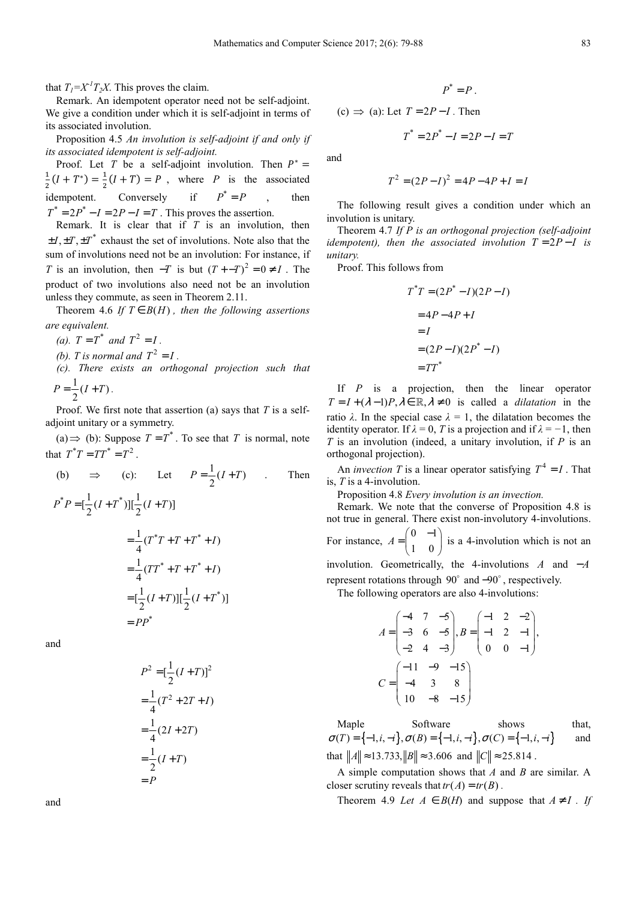that $T_1=X^{-1}T_2X$. This proves the claim.

Remark. An idempotent operator need not be self-adjoint. We give a condition under which it is self-adjoint in terms of its associated involution.

Proposition 4.5 *An involution is self-adjoint if and only if its associated idempotent is self-adjoint.*

Proof. Let $T$ be a self-adjoint involution. Then $P^* = \frac{1}{2}(I+T^*) = \frac{1}{2}(I+T) = P$, where $P$ is the associated idempotent. Conversely if $P^* = P$, then $T^* = 2P^* - I = 2P - I = T$. This proves the assertion.

Remark. It is clear that if $T$ is an involution, then $\pm I, \pm T, \pm T^*$ exhaust the set of involutions. Note also that the sum of involutions need not be an involution: For instance, if $T$ is an involution, then $-T$ is but $(T+-T)^2 = 0 \neq I$. The product of two involutions also need not be an involution unless they commute, as seen in Theorem 2.11.

Theorem 4.6 *If $T \in B(H)$, then the following assertions are equivalent.*

*(a). $T = T^*$ and $T^2 = I$.*

*(b). $T$ is normal and $T^2 = I$.*

*(c). There exists an orthogonal projection such that $P = \frac{1}{2}(I+T)$.*

Proof. We first note that assertion (a) says that $T$ is a self-adjoint unitary or a symmetry.

(a)$\Rightarrow$ (b): Suppose $T = T^*$. To see that $T$ is normal, note that $T^*T = TT^* = T^2$.

(b) $\Rightarrow$ (c): Let $P = \frac{1}{2}(I+T)$. Then

$$
\begin{aligned}
P^*P &= [\frac{1}{2}(I+T^*)][\frac{1}{2}(I+T)] \\
&= \frac{1}{4}(T^*T + T + T^* + I) \\
&= \frac{1}{4}(TT^* + T + T^* + I) \\
&= [\frac{1}{2}(I+T)][\frac{1}{2}(I+T^*)] \\
&= PP^*
\end{aligned}
$$

and

$$
\begin{aligned}
P^2 &= [\frac{1}{2}(I+T)]^2 \\
&= \frac{1}{4}(T^2 + 2T + I) \\
&= \frac{1}{4}(2I + 2T) \\
&= \frac{1}{2}(I+T) \\
&= P
\end{aligned}
$$

and

$$P^* = P.$$

(c) $\Rightarrow$ (a): Let $T = 2P - I$. Then

$$T^* = 2P^* - I = 2P - I = T$$

and

$$T^2 = (2P-I)^2 = 4P - 4P + I = I$$

The following result gives a condition under which an involution is unitary.

Theorem 4.7 *If $P$ is an orthogonal projection (self-adjoint idempotent), then the associated involution $T = 2P - I$ is unitary.*

Proof. This follows from

$$
\begin{aligned}
T^*T &= (2P^* - I)(2P - I) \\
&= 4P - 4P + I \\
&= I \\
&= (2P - I)(2P^* - I) \\
&= TT^*
\end{aligned}
$$

If $P$ is a projection, then the linear operator $T = I + (\lambda - 1)P, \lambda \in \mathbb{R}, \lambda \neq 0$ is called a *dilatation* in the ratio $\lambda$. In the special case $\lambda = 1$, the dilatation becomes the identity operator. If $\lambda = 0$, $T$ is a projection and if $\lambda = -1$, then $T$ is an involution (indeed, a unitary involution, if $P$ is an orthogonal projection).

An *invection* $T$ is a linear operator satisfying $T^4 = I$. That is, $T$ is a 4-involution.

Proposition 4.8 *Every involution is an invection.*

Remark. We note that the converse of Proposition 4.8 is not true in general. There exist non-involutory 4-involutions. For instance, $A = \begin{pmatrix} 0 & -1 \\ 1 & 0 \end{pmatrix}$ is a 4-involution which is not an involution. Geometrically, the 4-involutions $A$ and $-A$ represent rotations through $90^\circ$ and $-90^\circ$, respectively.

The following operators are also 4-involutions:

$$
A = \begin{pmatrix} -4 & 7 & -5 \\ -3 & 6 & -5 \\ -2 & 4 & -3 \end{pmatrix}, B = \begin{pmatrix} -1 & 2 & -2 \\ -1 & 2 & -1 \\ 0 & 0 & -1 \end{pmatrix},
$$

$$
C = \begin{pmatrix} -11 & -9 & -15 \\ -4 & 3 & 8 \\ 10 & -8 & -15 \end{pmatrix}
$$

Maple Software shows that, $\sigma(T) = \{-1, i, -i\}, \sigma(B) = \{-1, i, -i\}, \sigma(C) = \{-1, i, -i\}$ and that $\|A\| \approx 13.733, \|B\| \approx 3.606$ and $\|C\| \approx 25.814$.

A simple computation shows that $A$ and $B$ are similar. A closer scrutiny reveals that $tr(A) = tr(B)$.

Theorem 4.9 *Let $A \in B(H)$ and suppose that $A \neq I$. If*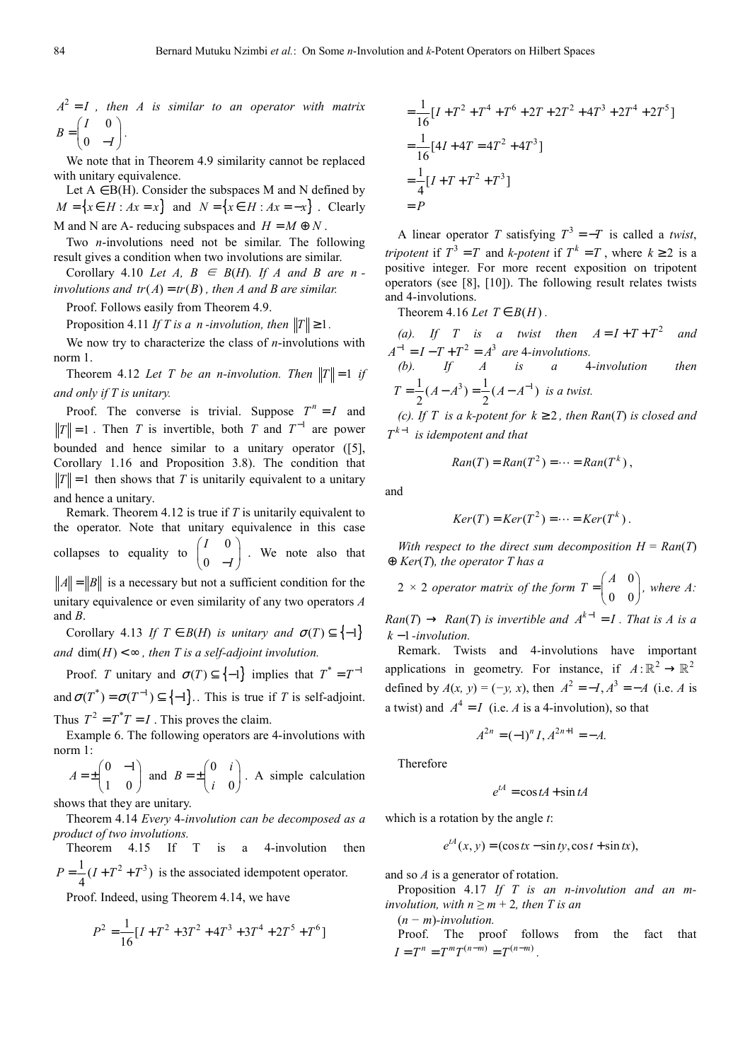$A^2 = I$ *, then A is similar to an operator with matrix* $B = \begin{pmatrix} I & 0 \\ 0 & -I \end{pmatrix}$.

We note that in Theorem 4.9 similarity cannot be replaced with unitary equivalence.

Let A ∈B(H). Consider the subspaces M and N defined by $M = \{x \in H : Ax = x\}$ and $N = \{x \in H : Ax = -x\}$. Clearly M and N are A- reducing subspaces and $H = M \oplus N$.

Two *n*-involutions need not be similar. The following result gives a condition when two involutions are similar.

Corollary 4.10 *Let A, B* ∈ *B*(*H*)*. If A and B are n-involutions and* $tr(A) = tr(B)$ *, then A and B are similar.*

Proof. Follows easily from Theorem 4.9.

Proposition 4.11 *If T is a n-involution, then* $\|T\| \geq 1$.

We now try to characterize the class of *n*-involutions with norm 1.

Theorem 4.12 *Let T be an n-involution. Then* $\|T\| = 1$ *if and only if T is unitary.*

Proof. The converse is trivial. Suppose $T^n = I$ and $\|T\| = 1$. Then *T* is invertible, both *T* and $T^{-1}$ are power bounded and hence similar to a unitary operator ([5], Corollary 1.16 and Proposition 3.8). The condition that $\|T\| = 1$ then shows that *T* is unitarily equivalent to a unitary and hence a unitary.

Remark. Theorem 4.12 is true if *T* is unitarily equivalent to the operator. Note that unitary equivalence in this case collapses to equality to $\begin{pmatrix} I & 0 \\ 0 & -I \end{pmatrix}$. We note also that $\|A\| = \|B\|$ is a necessary but not a sufficient condition for the unitary equivalence or even similarity of any two operators *A* and *B*.

Corollary 4.13 *If* $T \in B(H)$ *is unitary and* $\sigma(T) \subseteq \{-1\}$ *and* $\dim(H) < \infty$*, then T is a self-adjoint involution.*

Proof. *T* unitary and $\sigma(T) \subseteq \{-1\}$ implies that $T^* = T^{-1}$ and $\sigma(T^*) = \sigma(T^{-1}) \subseteq \{-1\}$.. This is true if *T* is self-adjoint. Thus $T^2 = T^*T = I$. This proves the claim.

Example 6. The following operators are 4-involutions with norm 1:

$A = \pm\begin{pmatrix} 0 & -1 \\ 1 & 0 \end{pmatrix}$ and $B = \pm\begin{pmatrix} 0 & i \\ i & 0 \end{pmatrix}$. A simple calculation shows that they are unitary.

Theorem 4.14 *Every* 4*-involution can be decomposed as a product of two involutions.*

Theorem 4.15 If T is a 4-involution then $P = \frac{1}{4}(I + T^2 + T^3)$ is the associated idempotent operator.

Proof. Indeed, using Theorem 4.14, we have

$$P^2 = \frac{1}{16}[I + T^2 + 3T^2 + 4T^3 + 3T^4 + 2T^5 + T^6]$$

$$= \frac{1}{16}[I + T^2 + T^4 + T^6 + 2T + 2T^2 + 4T^3 + 2T^4 + 2T^5]$$

$$= \frac{1}{16}[4I + 4T = 4T^2 + 4T^3]$$

$$= \frac{1}{4}[I + T + T^2 + T^3]$$

$$= P$$

A linear operator *T* satisfying $T^3 = -T$ is called a *twist*, *tripotent* if $T^3 = T$ and *k-potent* if $T^k = T$, where $k \geq 2$ is a positive integer. For more recent exposition on tripotent operators (see [8], [10]). The following result relates twists and 4-involutions.

Theorem 4.16 *Let* $T \in B(H)$.

*(a). If T is a twist then* $A = I + T + T^2$ *and* $A^{-1} = I - T + T^2 = A^3$ *are* 4*-involutions.*

*(b). If A is a* 4*-involution then* $T = \frac{1}{2}(A - A^3) = \frac{1}{2}(A - A^{-1})$ *is a twist.*

*(c). If T is a k-potent for* $k \geq 2$*, then Ran*(*T*) *is closed and* $T^{k-1}$ *is idempotent and that*

$$Ran(T) = Ran(T^2) = \cdots = Ran(T^k),$$

and

$$Ker(T) = Ker(T^2) = \cdots = Ker(T^k).$$

*With respect to the direct sum decomposition H = Ran*(*T*) ⊕ *Ker*(*T*)*, the operator T has a*

*2 × 2 operator matrix of the form* $T = \begin{pmatrix} A & 0 \\ 0 & 0 \end{pmatrix}$*, where A: Ran*(*T*) → *Ran*(*T*) *is invertible and* $A^{k-1} = I$*. That is A is a* $k-1$*-involution.*

Remark. Twists and 4-involutions have important applications in geometry. For instance, if $A : \mathbb{R}^2 \to \mathbb{R}^2$ defined by *A*(*x, y*) = (−*y, x*), then $A^2 = -I, A^3 = -A$ (i.e. *A* is a twist) and $A^4 = I$ (i.e. *A* is a 4-involution), so that

$$A^{2n} = (-1)^n I, A^{2n+1} = -A.$$

Therefore

$$e^{tA} = \cos tA + \sin tA$$

which is a rotation by the angle *t*:

$$e^{tA}(x, y) = (\cos tx - \sin ty, \cos t + \sin tx),$$

and so *A* is a generator of rotation.

Proposition 4.17 *If T is an n-involution and an m-involution, with n ≥ m + 2, then T is an* (*n* − *m*)*-involution.*

Proof. The proof follows from the fact that $I = T^n = T^m T^{(n-m)} = T^{(n-m)}$.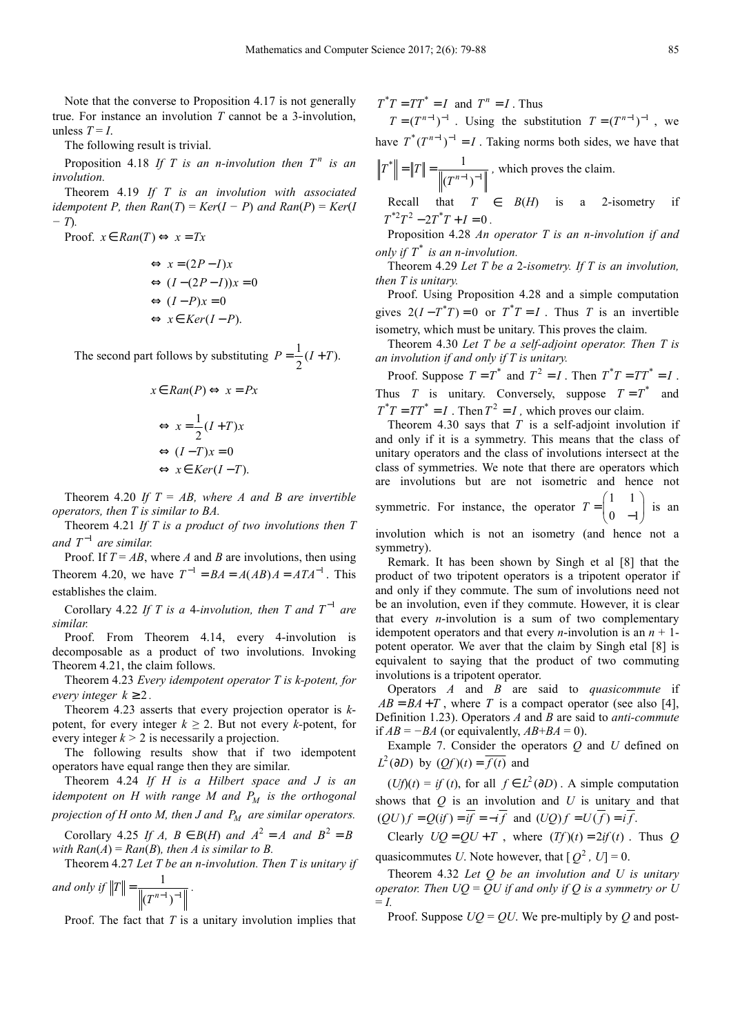Note that the converse to Proposition 4.17 is not generally true. For instance an involution $T$ cannot be a 3-involution, unless $T = I$.

The following result is trivial.

Proposition 4.18 *If $T$ is an $n$-involution then $T^n$ is an involution.*

Theorem 4.19 *If $T$ is an involution with associated idempotent $P$, then $Ran(T) = Ker(I - P)$ and $Ran(P) = Ker(I - T)$.*

Proof. $x \in Ran(T) \Leftrightarrow x = Tx$

$$\Leftrightarrow x = (2P - I)x$$
$$\Leftrightarrow (I - (2P - I))x = 0$$
$$\Leftrightarrow (I - P)x = 0$$
$$\Leftrightarrow x \in Ker(I - P).$$

The second part follows by substituting $P = \frac{1}{2}(I + T)$.

$$x \in Ran(P) \Leftrightarrow x = Px$$
$$\Leftrightarrow x = \frac{1}{2}(I + T)x$$
$$\Leftrightarrow (I - T)x = 0$$
$$\Leftrightarrow x \in Ker(I - T).$$

Theorem 4.20 *If $T = AB$, where $A$ and $B$ are invertible operators, then $T$ is similar to $BA$.*

Theorem 4.21 *If $T$ is a product of two involutions then $T$ and $T^{-1}$ are similar.*

Proof. If $T = AB$, where $A$ and $B$ are involutions, then using Theorem 4.20, we have $T^{-1} = BA = A(AB)A = ATA^{-1}$. This establishes the claim.

Corollary 4.22 *If $T$ is a 4-involution, then $T$ and $T^{-1}$ are similar.*

Proof. From Theorem 4.14, every 4-involution is decomposable as a product of two involutions. Invoking Theorem 4.21, the claim follows.

Theorem 4.23 *Every idempotent operator $T$ is $k$-potent, for every integer $k \geq 2$.*

Theorem 4.23 asserts that every projection operator is $k$-potent, for every integer $k \geq 2$. But not every $k$-potent, for every integer $k > 2$ is necessarily a projection.

The following results show that if two idempotent operators have equal range then they are similar.

Theorem 4.24 *If $H$ is a Hilbert space and $J$ is an idempotent on $H$ with range $M$ and $P_M$ is the orthogonal projection of $H$ onto $M$, then $J$ and $P_M$ are similar operators.*

Corollary 4.25 *If $A$, $B \in B(H)$ and $A^2 = A$ and $B^2 = B$ with $Ran(A) = Ran(B)$, then $A$ is similar to $B$.*

Theorem 4.27 *Let $T$ be an $n$-involution. Then $T$ is unitary if and only if $\|T\| = \frac{1}{\|(T^{n-1})^{-1}\|}$.*

Proof. The fact that $T$ is a unitary involution implies that $T^*T = TT^* = I$ and $T^n = I$. Thus

$T = (T^{n-1})^{-1}$. Using the substitution $T = (T^{n-1})^{-1}$, we have $T^*(T^{n-1})^{-1} = I$. Taking norms both sides, we have that $\|T^*\| = \|T\| = \frac{1}{\|(T^{n-1})^{-1}\|}$, which proves the claim.

Recall that $T \in B(H)$ is a 2-isometry if $T^{*2}T^2 - 2T^*T + I = 0$.

Proposition 4.28 *An operator $T$ is an $n$-involution if and only if $T^*$ is an $n$-involution.*

Theorem 4.29 *Let $T$ be a 2-isometry. If $T$ is an involution, then $T$ is unitary.*

Proof. Using Proposition 4.28 and a simple computation gives $2(I - T^*T) = 0$ or $T^*T = I$. Thus $T$ is an invertible isometry, which must be unitary. This proves the claim.

Theorem 4.30 *Let $T$ be a self-adjoint operator. Then $T$ is an involution if and only if $T$ is unitary.*

Proof. Suppose $T = T^*$ and $T^2 = I$. Then $T^*T = TT^* = I$. Thus $T$ is unitary. Conversely, suppose $T = T^*$ and $T^*T = TT^* = I$. Then $T^2 = I$, which proves our claim.

Theorem 4.30 says that $T$ is a self-adjoint involution if and only if it is a symmetry. This means that the class of unitary operators and the class of involutions intersect at the class of symmetries. We note that there are operators which are involutions but are not isometric and hence not symmetric. For instance, the operator $T = \begin{pmatrix} 1 & 1 \\ 0 & -1 \end{pmatrix}$ is an involution which is not an isometry (and hence not a symmetry).

Remark. It has been shown by Singh et al [8] that the product of two tripotent operators is a tripotent operator if and only if they commute. The sum of involutions need not be an involution, even if they commute. However, it is clear that every $n$-involution is a sum of two complementary idempotent operators and that every $n$-involution is an $n + 1$-potent operator. We aver that the claim by Singh etal [8] is equivalent to saying that the product of two commuting involutions is a tripotent operator.

Operators $A$ and $B$ are said to *quasicommute* if $AB = BA + T$, where $T$ is a compact operator (see also [4], Definition 1.23). Operators $A$ and $B$ are said to *anti-commute* if $AB = -BA$ (or equivalently, $AB+BA = 0$).

Example 7. Consider the operators $Q$ and $U$ defined on $L^2(\partial D)$ by $(Qf)(t) = \overline{f(t)}$ and

$(Uf)(t) = if(t)$, for all $f \in L^2(\partial D)$. A simple computation shows that $Q$ is an involution and $U$ is unitary and that $(QU)f = Q(if) = \overline{if} = -i\overline{f}$ and $(UQ)f = U(\overline{f}) = i\overline{f}$.

Clearly $UQ = QU + T$, where $(Tf)(t) = 2if(t)$. Thus $Q$ quasicommutes $U$. Note however, that $[Q^2, U] = 0$.

Theorem 4.32 *Let $Q$ be an involution and $U$ is unitary operator. Then $UQ = QU$ if and only if $Q$ is a symmetry or $U = I$.*

Proof. Suppose $UQ = QU$. We pre-multiply by $Q$ and post-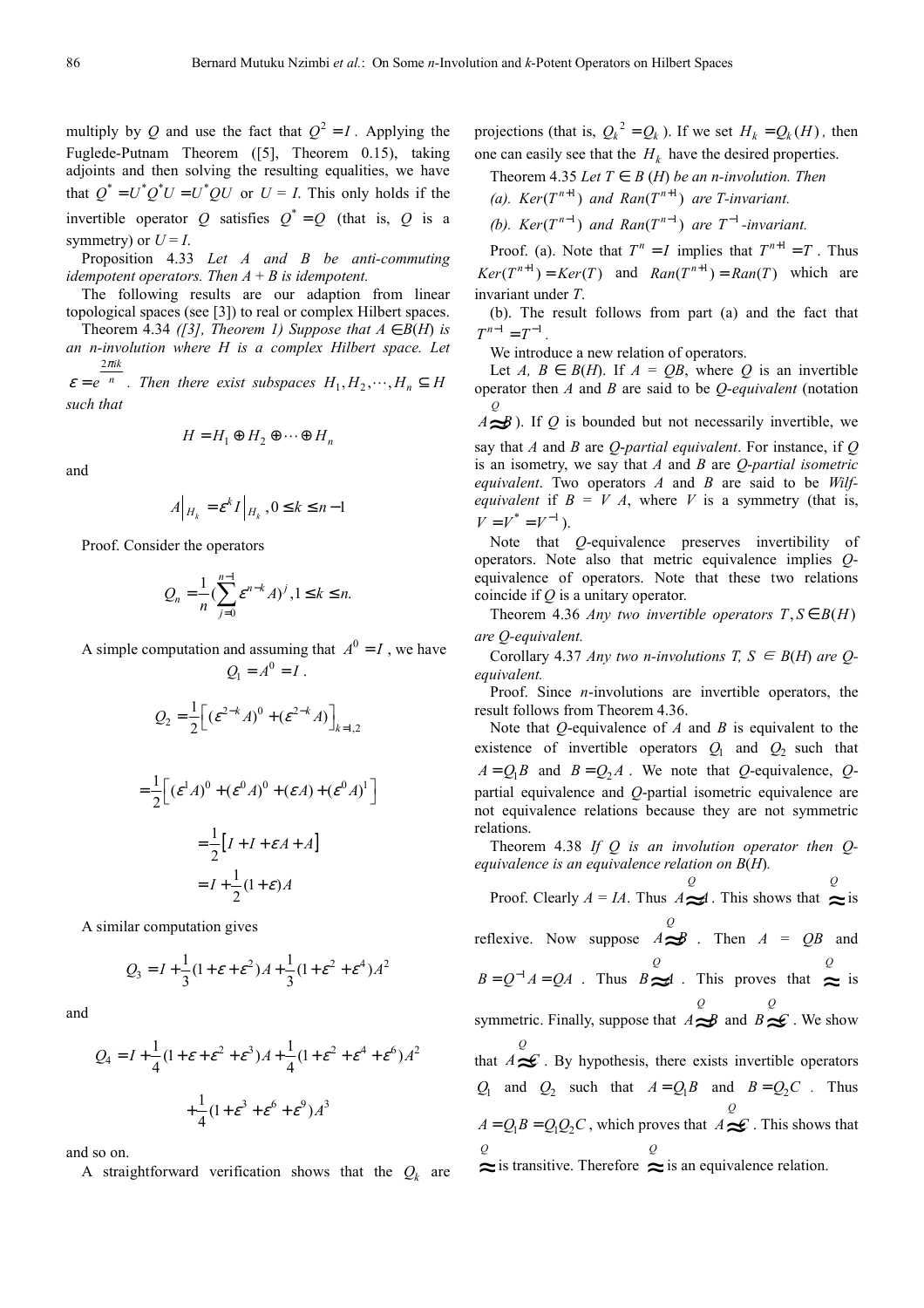multiply by $Q$ and use the fact that $Q^2 = I$. Applying the Fuglede-Putnam Theorem ([5], Theorem 0.15), taking adjoints and then solving the resulting equalities, we have that $Q^* = U^*Q^*U = U^*QU$ or $U = I$. This only holds if the invertible operator $Q$ satisfies $Q^* = Q$ (that is, $Q$ is a symmetry) or $U = I$.

Proposition 4.33 *Let A and B be anti-commuting idempotent operators. Then A + B is idempotent.*

The following results are our adaption from linear topological spaces (see [3]) to real or complex Hilbert spaces.

Theorem 4.34 *([3], Theorem 1) Suppose that $A \in B(H)$ is an n-involution where H is a complex Hilbert space. Let $\varepsilon = e^{\frac{2\pi i k}{n}}$. Then there exist subspaces $H_1, H_2, \cdots, H_n \subseteq H$ such that*

$$H = H_1 \oplus H_2 \oplus \cdots \oplus H_n$$

and

$$A\big|_{H_k} = \varepsilon^k I\big|_{H_k}, 0 \le k \le n-1$$

Proof. Consider the operators

$$Q_n = \frac{1}{n}\left(\sum_{j=0}^{n-1} \varepsilon^{n-k} A\right)^j, 1 \le k \le n.$$

A simple computation and assuming that $A^0 = I$, we have

$$Q_1 = A^0 = I.$$

$$Q_2 = \frac{1}{2}\left[(\varepsilon^{2-k}A)^0 + (\varepsilon^{2-k}A)\right]_{k=1,2}$$

$$= \frac{1}{2}\left[(\varepsilon^1 A)^0 + (\varepsilon^0 A)^0 + (\varepsilon A) + (\varepsilon^0 A)^1\right]$$

$$= \frac{1}{2}\left[I + I + \varepsilon A + A\right]$$

$$= I + \frac{1}{2}(1+\varepsilon)A$$

A similar computation gives

$$Q_3 = I + \frac{1}{3}(1+\varepsilon+\varepsilon^2)A + \frac{1}{3}(1+\varepsilon^2+\varepsilon^4)A^2$$

and

$$Q_4 = I + \frac{1}{4}(1+\varepsilon+\varepsilon^2+\varepsilon^3)A + \frac{1}{4}(1+\varepsilon^2+\varepsilon^4+\varepsilon^6)A^2$$

$$+ \frac{1}{4}(1+\varepsilon^3+\varepsilon^6+\varepsilon^9)A^3$$

and so on.

A straightforward verification shows that the $Q_k$ are projections (that is, $Q_k{}^2 = Q_k$). If we set $H_k = Q_k(H)$, then one can easily see that the $H_k$ have the desired properties.

Theorem 4.35 *Let $T \in B(H)$ be an n-involution. Then*

*(a). $Ker(T^{n+1})$ and $Ran(T^{n+1})$ are T-invariant.*

*(b). $Ker(T^{n-1})$ and $Ran(T^{n-1})$ are $T^{-1}$-invariant.*

Proof. (a). Note that $T^n = I$ implies that $T^{n+1} = T$. Thus $Ker(T^{n+1}) = Ker(T)$ and $Ran(T^{n+1}) = Ran(T)$ which are invariant under $T$.

(b). The result follows from part (a) and the fact that $T^{n-1} = T^{-1}$.

We introduce a new relation of operators.

Let $A, B \in B(H)$. If $A = QB$, where $Q$ is an invertible operator then $A$ and $B$ are said to be *Q-equivalent* (notation $A \overset{Q}{\approx} B$). If $Q$ is bounded but not necessarily invertible, we say that $A$ and $B$ are *Q-partial equivalent*. For instance, if $Q$ is an isometry, we say that $A$ and $B$ are *Q-partial isometric equivalent*. Two operators $A$ and $B$ are said to be *Wilf-equivalent* if $B = V A$, where $V$ is a symmetry (that is, $V = V^* = V^{-1}$).

Note that $Q$-equivalence preserves invertibility of operators. Note also that metric equivalence implies $Q$-equivalence of operators. Note that these two relations coincide if $Q$ is a unitary operator.

Theorem 4.36 *Any two invertible operators $T, S \in B(H)$ are Q-equivalent.*

Corollary 4.37 *Any two n-involutions T, S $\in$ B(H) are Q-equivalent.*

Proof. Since $n$-involutions are invertible operators, the result follows from Theorem 4.36.

Note that $Q$-equivalence of $A$ and $B$ is equivalent to the existence of invertible operators $Q_1$ and $Q_2$ such that $A = Q_1 B$ and $B = Q_2 A$. We note that $Q$-equivalence, $Q$-partial equivalence and $Q$-partial isometric equivalence are not equivalence relations because they are not symmetric relations.

Theorem 4.38 *If Q is an involution operator then Q-equivalence is an equivalence relation on B(H).*

Proof. Clearly $A = IA$. Thus $A \overset{Q}{\approx} A$. This shows that $\overset{Q}{\approx}$ is reflexive. Now suppose $A \overset{Q}{\approx} B$. Then $A = QB$ and $B = Q^{-1}A = QA$. Thus $B \overset{Q}{\approx} A$. This proves that $\overset{Q}{\approx}$ is symmetric. Finally, suppose $A \overset{Q}{\approx} B$ and $B \overset{Q}{\approx} C$. We show that $A \overset{Q}{\approx} C$. By hypothesis, there exists invertible operators $Q_1$ and $Q_2$ such that $A = Q_1 B$ and $B = Q_2 C$. Thus $A = Q_1 B = Q_1 Q_2 C$, which proves that $A \overset{Q}{\approx} C$. This shows that $\overset{Q}{\approx}$ is transitive. Therefore $\overset{Q}{\approx}$ is an equivalence relation.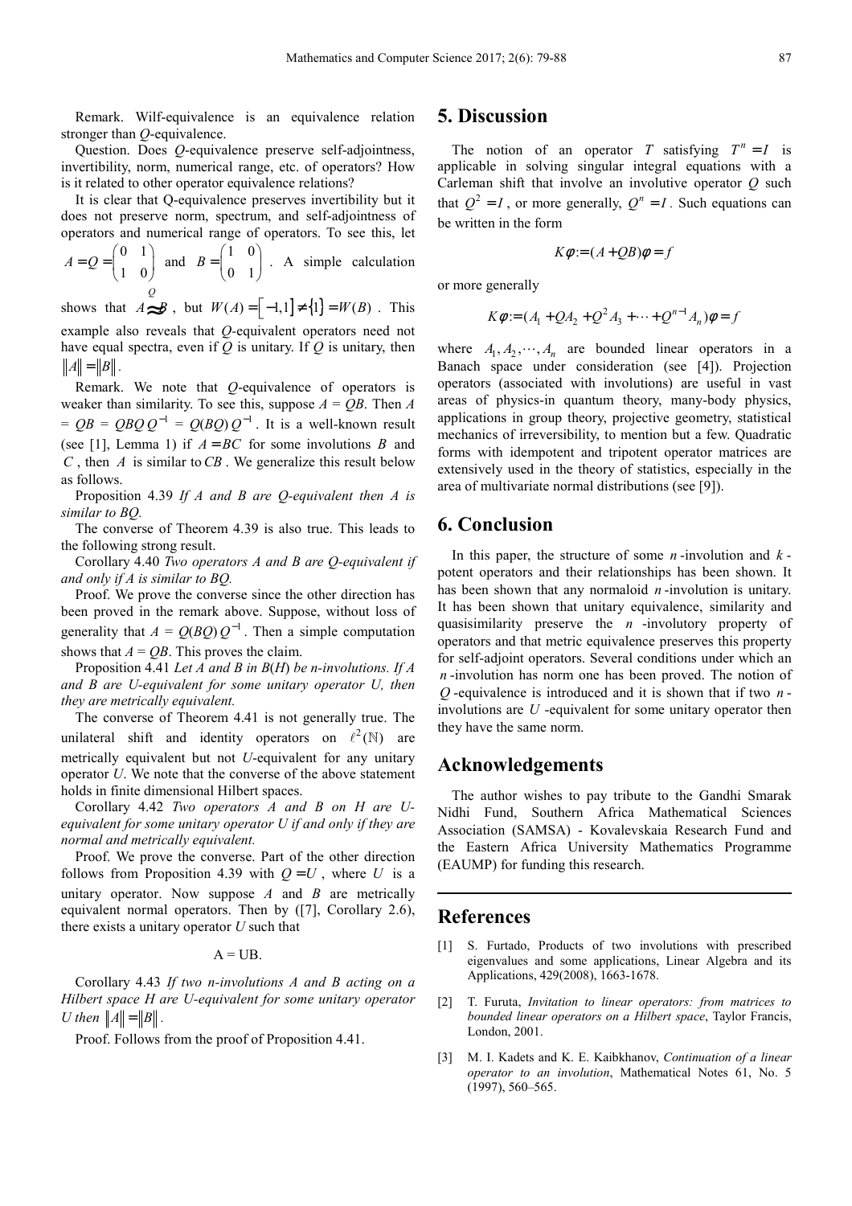Remark. Wilf-equivalence is an equivalence relation stronger than *Q*-equivalence.

Question. Does *Q*-equivalence preserve self-adjointness, invertibility, norm, numerical range, etc. of operators? How is it related to other operator equivalence relations?

It is clear that Q-equivalence preserves invertibility but it does not preserve norm, spectrum, and self-adjointness of operators and numerical range of operators. To see this, let $A = Q = \begin{pmatrix} 0 & 1 \\ 1 & 0 \end{pmatrix}$ and $B = \begin{pmatrix} 1 & 0 \\ 0 & 1 \end{pmatrix}$. A simple calculation shows that $A \overset{Q}{\approx} B$, but $W(A) = [-1,1] \neq \{1\} = W(B)$. This example also reveals that *Q*-equivalent operators need not have equal spectra, even if *Q* is unitary. If *Q* is unitary, then $\|A\| = \|B\|$.

Remark. We note that *Q*-equivalence of operators is weaker than similarity. To see this, suppose $A = QB$. Then $A = QB = QBQQ^{-1} = Q(BQ)Q^{-1}$. It is a well-known result (see [1], Lemma 1) if $A = BC$ for some involutions $B$ and $C$, then $A$ is similar to $CB$. We generalize this result below as follows.

Proposition 4.39 *If A and B are Q-equivalent then A is similar to BQ.*

The converse of Theorem 4.39 is also true. This leads to the following strong result.

Corollary 4.40 *Two operators A and B are Q-equivalent if and only if A is similar to BQ.*

Proof. We prove the converse since the other direction has been proved in the remark above. Suppose, without loss of generality that $A = Q(BQ)Q^{-1}$. Then a simple computation shows that $A = QB$. This proves the claim.

Proposition 4.41 *Let A and B in B(H) be n-involutions. If A and B are U-equivalent for some unitary operator U, then they are metrically equivalent.*

The converse of Theorem 4.41 is not generally true. The unilateral shift and identity operators on $\ell^2(\mathbb{N})$ are metrically equivalent but not *U*-equivalent for any unitary operator *U*. We note that the converse of the above statement holds in finite dimensional Hilbert spaces.

Corollary 4.42 *Two operators A and B on H are U-equivalent for some unitary operator U if and only if they are normal and metrically equivalent.*

Proof. We prove the converse. Part of the other direction follows from Proposition 4.39 with $Q = U$, where $U$ is a unitary operator. Now suppose $A$ and $B$ are metrically equivalent normal operators. Then by ([7], Corollary 2.6), there exists a unitary operator *U* such that

$$A = UB.$$

Corollary 4.43 *If two n-involutions A and B acting on a Hilbert space H are U-equivalent for some unitary operator U then* $\|A\| = \|B\|$.

Proof. Follows from the proof of Proposition 4.41.

## 5. Discussion

The notion of an operator $T$ satisfying $T^n = I$ is applicable in solving singular integral equations with a Carleman shift that involve an involutive operator $Q$ such that $Q^2 = I$, or more generally, $Q^n = I$. Such equations can be written in the form

$$K\phi := (A + QB)\phi = f$$

or more generally

$$K\phi := (A_1 + QA_2 + Q^2 A_3 + \cdots + Q^{n-1} A_n)\phi = f$$

where $A_1, A_2, \cdots, A_n$ are bounded linear operators in a Banach space under consideration (see [4]). Projection operators (associated with involutions) are useful in vast areas of physics-in quantum theory, many-body physics, applications in group theory, projective geometry, statistical mechanics of irreversibility, to mention but a few. Quadratic forms with idempotent and tripotent operator matrices are extensively used in the theory of statistics, especially in the area of multivariate normal distributions (see [9]).

## 6. Conclusion

In this paper, the structure of some $n$-involution and $k$-potent operators and their relationships has been shown. It has been shown that any normaloid $n$-involution is unitary. It has been shown that unitary equivalence, similarity and quasisimilarity preserve the $n$-involutory property of operators and that metric equivalence preserves this property for self-adjoint operators. Several conditions under which an $n$-involution has norm one has been proved. The notion of $Q$-equivalence is introduced and it is shown that if two $n$-involutions are $U$-equivalent for some unitary operator then they have the same norm.

## Acknowledgements

The author wishes to pay tribute to the Gandhi Smarak Nidhi Fund, Southern Africa Mathematical Sciences Association (SAMSA) - Kovalevskaia Research Fund and the Eastern Africa University Mathematics Programme (EAUMP) for funding this research.

## References

[1] S. Furtado, Products of two involutions with prescribed eigenvalues and some applications, Linear Algebra and its Applications, 429(2008), 1663-1678.

[2] T. Furuta, *Invitation to linear operators: from matrices to bounded linear operators on a Hilbert space*, Taylor Francis, London, 2001.

[3] M. I. Kadets and K. E. Kaibkhanov, *Continuation of a linear operator to an involution*, Mathematical Notes 61, No. 5 (1997), 560–565.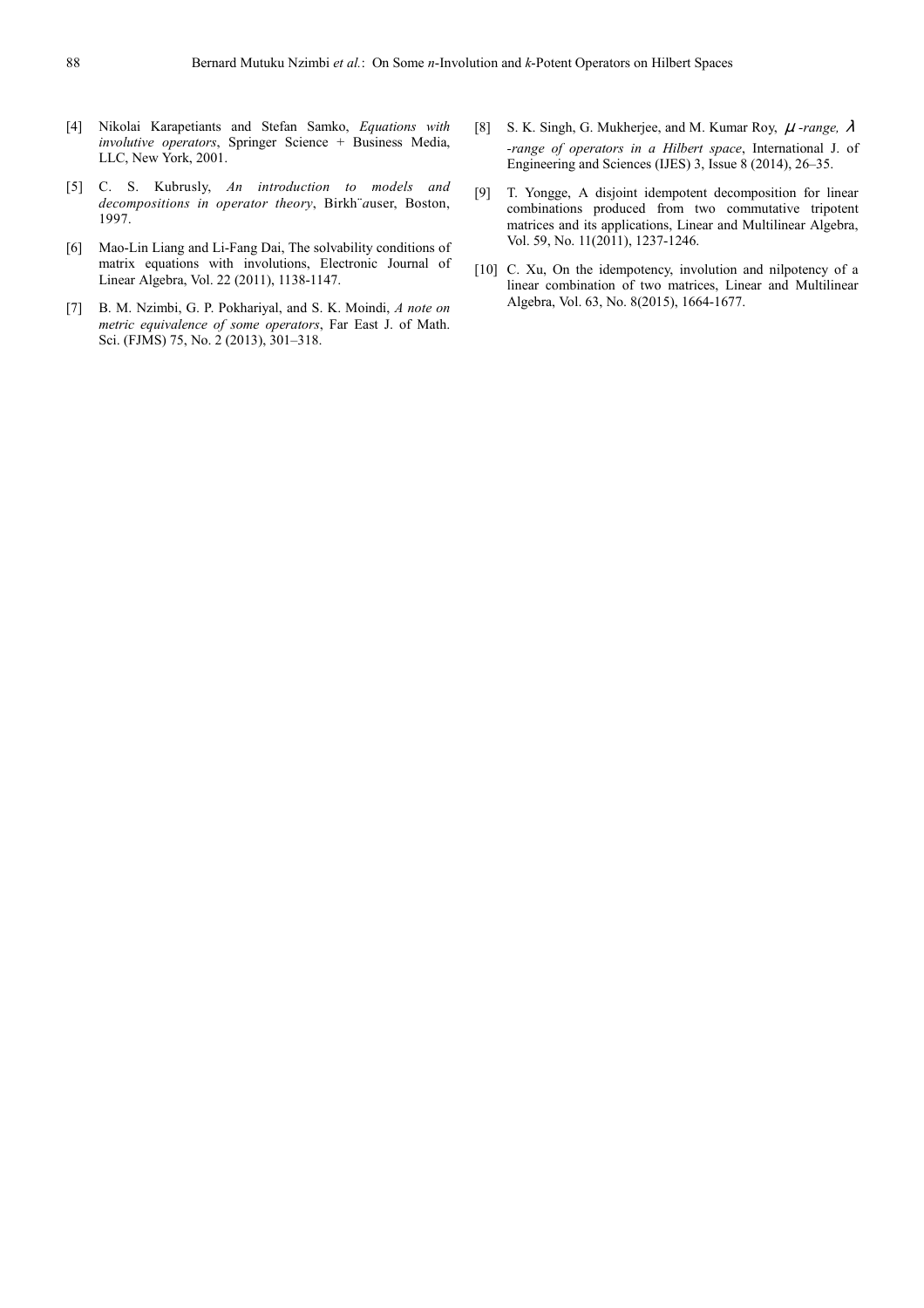[4] Nikolai Karapetiants and Stefan Samko, *Equations with involutive operators*, Springer Science + Business Media, LLC, New York, 2001.

[5] C. S. Kubrusly, *An introduction to models and decompositions in operator theory*, Birkh¨auser, Boston, 1997.

[6] Mao-Lin Liang and Li-Fang Dai, The solvability conditions of matrix equations with involutions, Electronic Journal of Linear Algebra, Vol. 22 (2011), 1138-1147.

[7] B. M. Nzimbi, G. P. Pokhariyal, and S. K. Moindi, *A note on metric equivalence of some operators*, Far East J. of Math. Sci. (FJMS) 75, No. 2 (2013), 301–318.

[8] S. K. Singh, G. Mukherjee, and M. Kumar Roy, *$\mu$-range, $\lambda$-range of operators in a Hilbert space*, International J. of Engineering and Sciences (IJES) 3, Issue 8 (2014), 26–35.

[9] T. Yongge, A disjoint idempotent decomposition for linear combinations produced from two commutative tripotent matrices and its applications, Linear and Multilinear Algebra, Vol. 59, No. 11(2011), 1237-1246.

[10] C. Xu, On the idempotency, involution and nilpotency of a linear combination of two matrices, Linear and Multilinear Algebra, Vol. 63, No. 8(2015), 1664-1677.